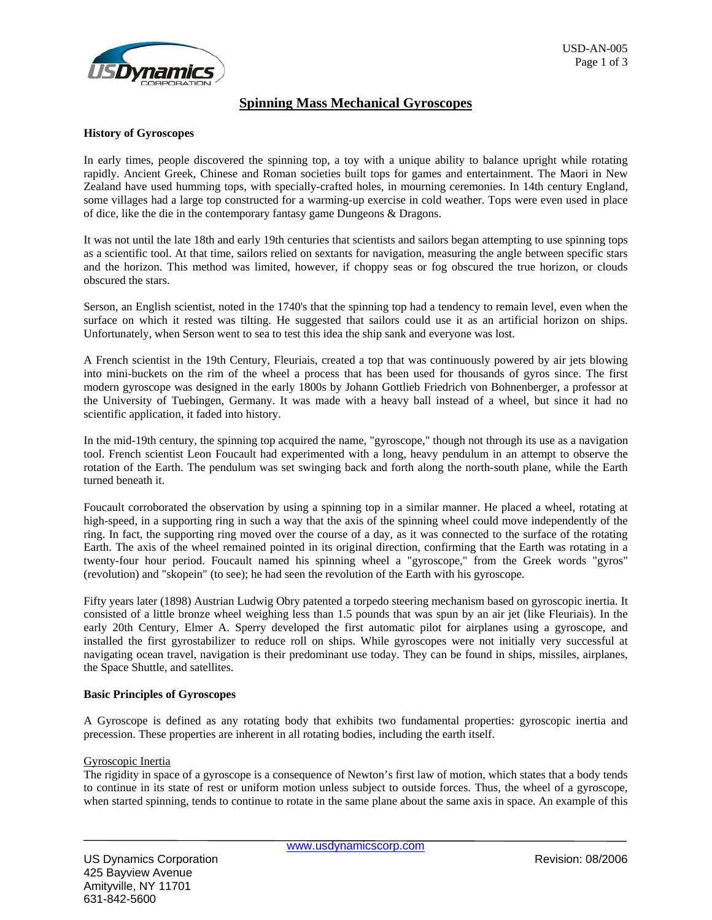# Spinning Mass Mechanical Gyroscopes

**History of Gyroscopes**

In early times, people discovered the spinning top, a toy with a unique ability to balance upright while rotating rapidly. Ancient Greek, Chinese and Roman societies built tops for games and entertainment. The Maori in New Zealand have used humming tops, with specially-crafted holes, in mourning ceremonies. In 14th century England, some villages had a large top constructed for a warming-up exercise in cold weather. Tops were even used in place of dice, like the die in the contemporary fantasy game Dungeons & Dragons.

It was not until the late 18th and early 19th centuries that scientists and sailors began attempting to use spinning tops as a scientific tool. At that time, sailors relied on sextants for navigation, measuring the angle between specific stars and the horizon. This method was limited, however, if choppy seas or fog obscured the true horizon, or clouds obscured the stars.

Serson, an English scientist, noted in the 1740's that the spinning top had a tendency to remain level, even when the surface on which it rested was tilting. He suggested that sailors could use it as an artificial horizon on ships. Unfortunately, when Serson went to sea to test this idea the ship sank and everyone was lost.

A French scientist in the 19th Century, Fleuriais, created a top that was continuously powered by air jets blowing into mini-buckets on the rim of the wheel a process that has been used for thousands of gyros since. The first modern gyroscope was designed in the early 1800s by Johann Gottlieb Friedrich von Bohnenberger, a professor at the University of Tuebingen, Germany. It was made with a heavy ball instead of a wheel, but since it had no scientific application, it faded into history.

In the mid-19th century, the spinning top acquired the name, "gyroscope," though not through its use as a navigation tool. French scientist Leon Foucault had experimented with a long, heavy pendulum in an attempt to observe the rotation of the Earth. The pendulum was set swinging back and forth along the north-south plane, while the Earth turned beneath it.

Foucault corroborated the observation by using a spinning top in a similar manner. He placed a wheel, rotating at high-speed, in a supporting ring in such a way that the axis of the spinning wheel could move independently of the ring. In fact, the supporting ring moved over the course of a day, as it was connected to the surface of the rotating Earth. The axis of the wheel remained pointed in its original direction, confirming that the Earth was rotating in a twenty-four hour period. Foucault named his spinning wheel a "gyroscope," from the Greek words "gyros" (revolution) and "skopein" (to see); he had seen the revolution of the Earth with his gyroscope.

Fifty years later (1898) Austrian Ludwig Obry patented a torpedo steering mechanism based on gyroscopic inertia. It consisted of a little bronze wheel weighing less than 1.5 pounds that was spun by an air jet (like Fleuriais). In the early 20th Century, Elmer A. Sperry developed the first automatic pilot for airplanes using a gyroscope, and installed the first gyrostabilizer to reduce roll on ships. While gyroscopes were not initially very successful at navigating ocean travel, navigation is their predominant use today. They can be found in ships, missiles, airplanes, the Space Shuttle, and satellites.

**Basic Principles of Gyroscopes**

A Gyroscope is defined as any rotating body that exhibits two fundamental properties: gyroscopic inertia and precession. These properties are inherent in all rotating bodies, including the earth itself.

<u>Gyroscopic Inertia</u>

The rigidity in space of a gyroscope is a consequence of Newton's first law of motion, which states that a body tends to continue in its state of rest or uniform motion unless subject to outside forces. Thus, the wheel of a gyroscope, when started spinning, tends to continue to rotate in the same plane about the same axis in space. An example of this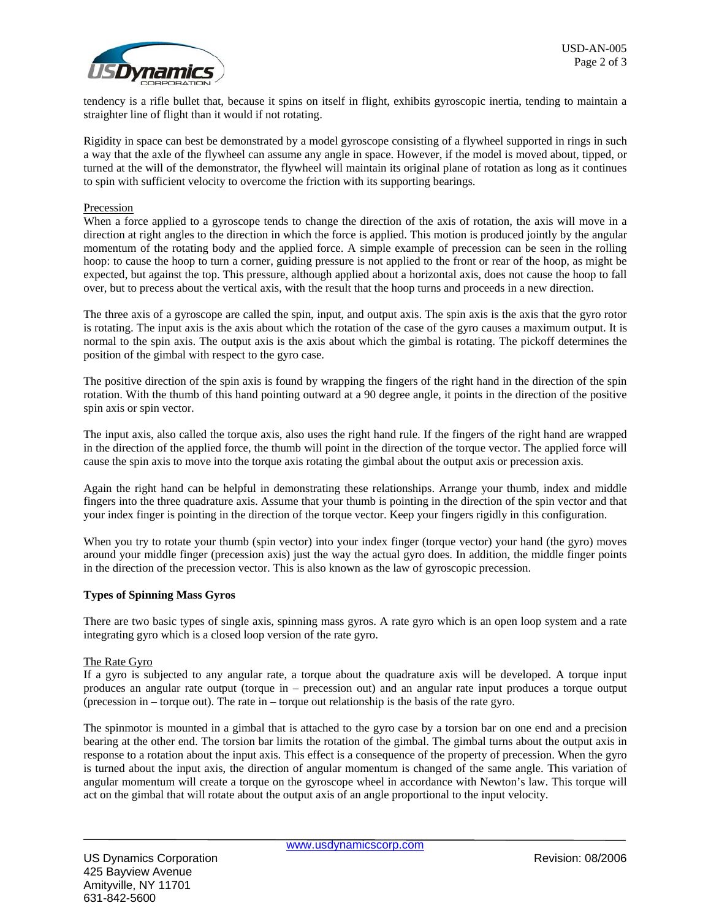tendency is a rifle bullet that, because it spins on itself in flight, exhibits gyroscopic inertia, tending to maintain a straighter line of flight than it would if not rotating.

Rigidity in space can best be demonstrated by a model gyroscope consisting of a flywheel supported in rings in such a way that the axle of the flywheel can assume any angle in space. However, if the model is moved about, tipped, or turned at the will of the demonstrator, the flywheel will maintain its original plane of rotation as long as it continues to spin with sufficient velocity to overcome the friction with its supporting bearings.

Precession

When a force applied to a gyroscope tends to change the direction of the axis of rotation, the axis will move in a direction at right angles to the direction in which the force is applied. This motion is produced jointly by the angular momentum of the rotating body and the applied force. A simple example of precession can be seen in the rolling hoop: to cause the hoop to turn a corner, guiding pressure is not applied to the front or rear of the hoop, as might be expected, but against the top. This pressure, although applied about a horizontal axis, does not cause the hoop to fall over, but to precess about the vertical axis, with the result that the hoop turns and proceeds in a new direction.

The three axis of a gyroscope are called the spin, input, and output axis. The spin axis is the axis that the gyro rotor is rotating. The input axis is the axis about which the rotation of the case of the gyro causes a maximum output. It is normal to the spin axis. The output axis is the axis about which the gimbal is rotating. The pickoff determines the position of the gimbal with respect to the gyro case.

The positive direction of the spin axis is found by wrapping the fingers of the right hand in the direction of the spin rotation. With the thumb of this hand pointing outward at a 90 degree angle, it points in the direction of the positive spin axis or spin vector.

The input axis, also called the torque axis, also uses the right hand rule. If the fingers of the right hand are wrapped in the direction of the applied force, the thumb will point in the direction of the torque vector. The applied force will cause the spin axis to move into the torque axis rotating the gimbal about the output axis or precession axis.

Again the right hand can be helpful in demonstrating these relationships. Arrange your thumb, index and middle fingers into the three quadrature axis. Assume that your thumb is pointing in the direction of the spin vector and that your index finger is pointing in the direction of the torque vector. Keep your fingers rigidly in this configuration.

When you try to rotate your thumb (spin vector) into your index finger (torque vector) your hand (the gyro) moves around your middle finger (precession axis) just the way the actual gyro does. In addition, the middle finger points in the direction of the precession vector. This is also known as the law of gyroscopic precession.

**Types of Spinning Mass Gyros**

There are two basic types of single axis, spinning mass gyros. A rate gyro which is an open loop system and a rate integrating gyro which is a closed loop version of the rate gyro.

The Rate Gyro

If a gyro is subjected to any angular rate, a torque about the quadrature axis will be developed. A torque input produces an angular rate output (torque in – precession out) and an angular rate input produces a torque output (precession in – torque out). The rate in – torque out relationship is the basis of the rate gyro.

The spinmotor is mounted in a gimbal that is attached to the gyro case by a torsion bar on one end and a precision bearing at the other end. The torsion bar limits the rotation of the gimbal. The gimbal turns about the output axis in response to a rotation about the input axis. This effect is a consequence of the property of precession. When the gyro is turned about the input axis, the direction of angular momentum is changed of the same angle. This variation of angular momentum will create a torque on the gyroscope wheel in accordance with Newton's law. This torque will act on the gimbal that will rotate about the output axis of an angle proportional to the input velocity.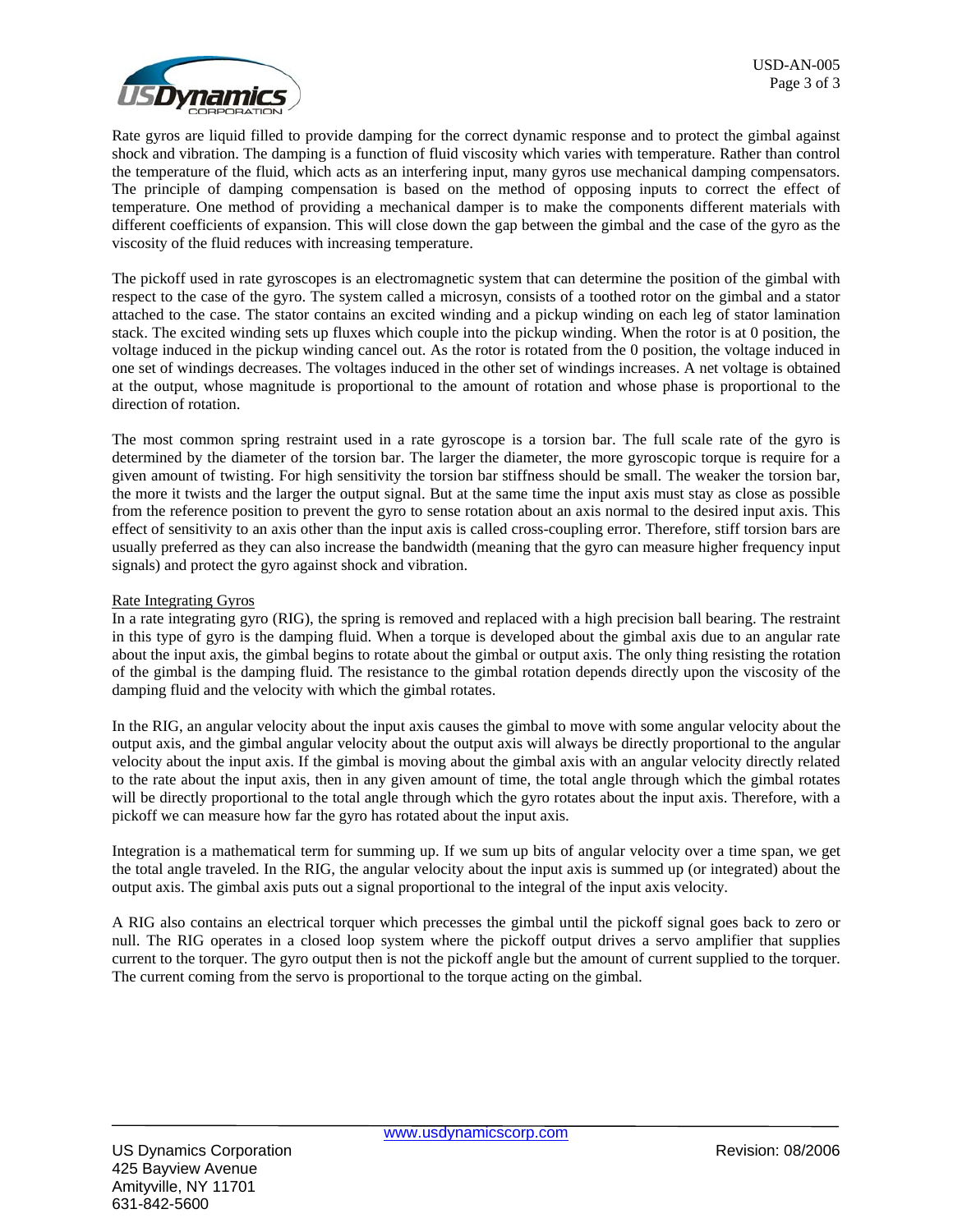Rate gyros are liquid filled to provide damping for the correct dynamic response and to protect the gimbal against shock and vibration. The damping is a function of fluid viscosity which varies with temperature. Rather than control the temperature of the fluid, which acts as an interfering input, many gyros use mechanical damping compensators. The principle of damping compensation is based on the method of opposing inputs to correct the effect of temperature. One method of providing a mechanical damper is to make the components different materials with different coefficients of expansion. This will close down the gap between the gimbal and the case of the gyro as the viscosity of the fluid reduces with increasing temperature.

The pickoff used in rate gyroscopes is an electromagnetic system that can determine the position of the gimbal with respect to the case of the gyro. The system called a microsyn, consists of a toothed rotor on the gimbal and a stator attached to the case. The stator contains an excited winding and a pickup winding on each leg of stator lamination stack. The excited winding sets up fluxes which couple into the pickup winding. When the rotor is at 0 position, the voltage induced in the pickup winding cancel out. As the rotor is rotated from the 0 position, the voltage induced in one set of windings decreases. The voltages induced in the other set of windings increases. A net voltage is obtained at the output, whose magnitude is proportional to the amount of rotation and whose phase is proportional to the direction of rotation.

The most common spring restraint used in a rate gyroscope is a torsion bar. The full scale rate of the gyro is determined by the diameter of the torsion bar. The larger the diameter, the more gyroscopic torque is require for a given amount of twisting. For high sensitivity the torsion bar stiffness should be small. The weaker the torsion bar, the more it twists and the larger the output signal. But at the same time the input axis must stay as close as possible from the reference position to prevent the gyro to sense rotation about an axis normal to the desired input axis. This effect of sensitivity to an axis other than the input axis is called cross-coupling error. Therefore, stiff torsion bars are usually preferred as they can also increase the bandwidth (meaning that the gyro can measure higher frequency input signals) and protect the gyro against shock and vibration.

## Rate Integrating Gyros

In a rate integrating gyro (RIG), the spring is removed and replaced with a high precision ball bearing. The restraint in this type of gyro is the damping fluid. When a torque is developed about the gimbal axis due to an angular rate about the input axis, the gimbal begins to rotate about the gimbal or output axis. The only thing resisting the rotation of the gimbal is the damping fluid. The resistance to the gimbal rotation depends directly upon the viscosity of the damping fluid and the velocity with which the gimbal rotates.

In the RIG, an angular velocity about the input axis causes the gimbal to move with some angular velocity about the output axis, and the gimbal angular velocity about the output axis will always be directly proportional to the angular velocity about the input axis. If the gimbal is moving about the gimbal axis with an angular velocity directly related to the rate about the input axis, then in any given amount of time, the total angle through which the gimbal rotates will be directly proportional to the total angle through which the gyro rotates about the input axis. Therefore, with a pickoff we can measure how far the gyro has rotated about the input axis.

Integration is a mathematical term for summing up. If we sum up bits of angular velocity over a time span, we get the total angle traveled. In the RIG, the angular velocity about the input axis is summed up (or integrated) about the output axis. The gimbal axis puts out a signal proportional to the integral of the input axis velocity.

A RIG also contains an electrical torquer which precesses the gimbal until the pickoff signal goes back to zero or null. The RIG operates in a closed loop system where the pickoff output drives a servo amplifier that supplies current to the torquer. The gyro output then is not the pickoff angle but the amount of current supplied to the torquer. The current coming from the servo is proportional to the torque acting on the gimbal.